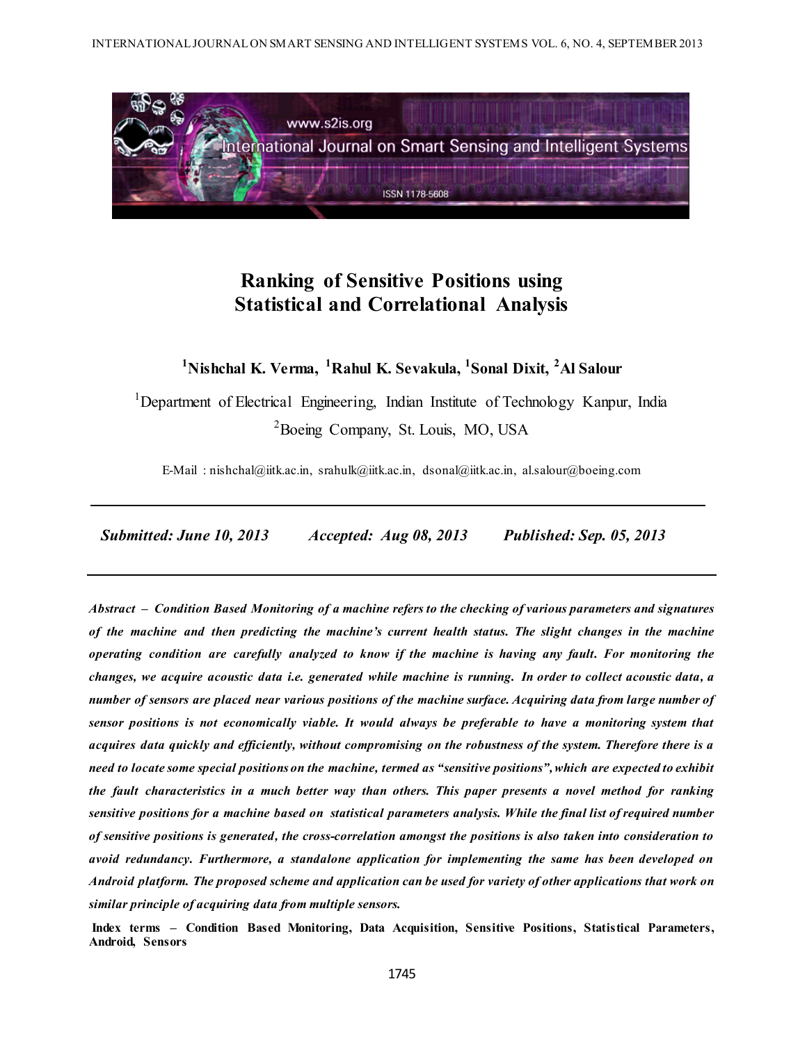# Ranking of Sensitive Positions using Statistical and Correlational Analysis

**[1]Nishchal K. Verma, [1]Rahul K. Sevakula, [1]Sonal Dixit, [2]Al Salour**

[1]Department of Electrical Engineering, Indian Institute of Technology Kanpur, India

[2]Boeing Company, St. Louis, MO, USA

E-Mail : nishchal@iitk.ac.in, srahulk@iitk.ac.in, dsonal@iitk.ac.in, al.salour@boeing.com

---

***Submitted: June 10, 2013 Accepted: Aug 08, 2013 Published: Sep. 05, 2013***

---

***Abstract – Condition Based Monitoring of a machine refers to the checking of various parameters and signatures of the machine and then predicting the machine's current health status. The slight changes in the machine operating condition are carefully analyzed to know if the machine is having any fault. For monitoring the changes, we acquire acoustic data i.e. generated while machine is running. In order to collect acoustic data, a number of sensors are placed near various positions of the machine surface. Acquiring data from large number of sensor positions is not economically viable. It would always be preferable to have a monitoring system that acquires data quickly and efficiently, without compromising on the robustness of the system. Therefore there is a need to locate some special positions on the machine, termed as "sensitive positions", which are expected to exhibit the fault characteristics in a much better way than others. This paper presents a novel method for ranking sensitive positions for a machine based on statistical parameters analysis. While the final list of required number of sensitive positions is generated, the cross-correlation amongst the positions is also taken into consideration to avoid redundancy. Furthermore, a standalone application for implementing the same has been developed on Android platform. The proposed scheme and application can be used for variety of other applications that work on similar principle of acquiring data from multiple sensors.***

**Index terms – Condition Based Monitoring, Data Acquisition, Sensitive Positions, Statistical Parameters, Android, Sensors**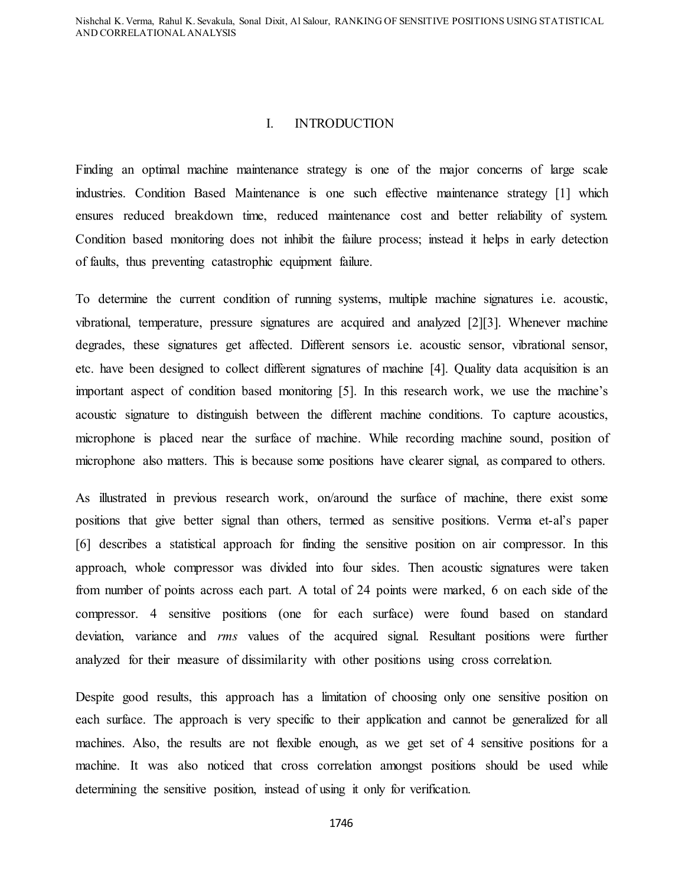# I. INTRODUCTION

Finding an optimal machine maintenance strategy is one of the major concerns of large scale industries. Condition Based Maintenance is one such effective maintenance strategy [1] which ensures reduced breakdown time, reduced maintenance cost and better reliability of system. Condition based monitoring does not inhibit the failure process; instead it helps in early detection of faults, thus preventing catastrophic equipment failure.

To determine the current condition of running systems, multiple machine signatures i.e. acoustic, vibrational, temperature, pressure signatures are acquired and analyzed [2][3]. Whenever machine degrades, these signatures get affected. Different sensors i.e. acoustic sensor, vibrational sensor, etc. have been designed to collect different signatures of machine [4]. Quality data acquisition is an important aspect of condition based monitoring [5]. In this research work, we use the machine's acoustic signature to distinguish between the different machine conditions. To capture acoustics, microphone is placed near the surface of machine. While recording machine sound, position of microphone also matters. This is because some positions have clearer signal, as compared to others.

As illustrated in previous research work, on/around the surface of machine, there exist some positions that give better signal than others, termed as sensitive positions. Verma et-al's paper [6] describes a statistical approach for finding the sensitive position on air compressor. In this approach, whole compressor was divided into four sides. Then acoustic signatures were taken from number of points across each part. A total of 24 points were marked, 6 on each side of the compressor. 4 sensitive positions (one for each surface) were found based on standard deviation, variance and *rms* values of the acquired signal. Resultant positions were further analyzed for their measure of dissimilarity with other positions using cross correlation.

Despite good results, this approach has a limitation of choosing only one sensitive position on each surface. The approach is very specific to their application and cannot be generalized for all machines. Also, the results are not flexible enough, as we get set of 4 sensitive positions for a machine. It was also noticed that cross correlation amongst positions should be used while determining the sensitive position, instead of using it only for verification.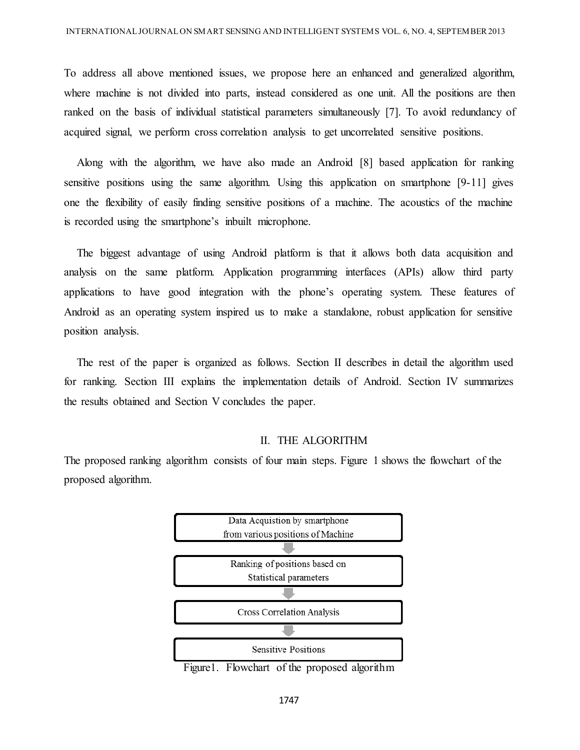To address all above mentioned issues, we propose here an enhanced and generalized algorithm, where machine is not divided into parts, instead considered as one unit. All the positions are then ranked on the basis of individual statistical parameters simultaneously [7]. To avoid redundancy of acquired signal, we perform cross correlation analysis to get uncorrelated sensitive positions.

Along with the algorithm, we have also made an Android [8] based application for ranking sensitive positions using the same algorithm. Using this application on smartphone [9-11] gives one the flexibility of easily finding sensitive positions of a machine. The acoustics of the machine is recorded using the smartphone's inbuilt microphone.

The biggest advantage of using Android platform is that it allows both data acquisition and analysis on the same platform. Application programming interfaces (APIs) allow third party applications to have good integration with the phone's operating system. These features of Android as an operating system inspired us to make a standalone, robust application for sensitive position analysis.

The rest of the paper is organized as follows. Section II describes in detail the algorithm used for ranking. Section III explains the implementation details of Android. Section IV summarizes the results obtained and Section V concludes the paper.

## II. THE ALGORITHM

The proposed ranking algorithm consists of four main steps. Figure 1 shows the flowchart of the proposed algorithm.

Data Acquistion by smartphone from various positions of Machine

↓

Ranking of positions based on Statistical parameters

↓

Cross Correlation Analysis

↓

Sensitive Positions

Figure1. Flowchart of the proposed algorithm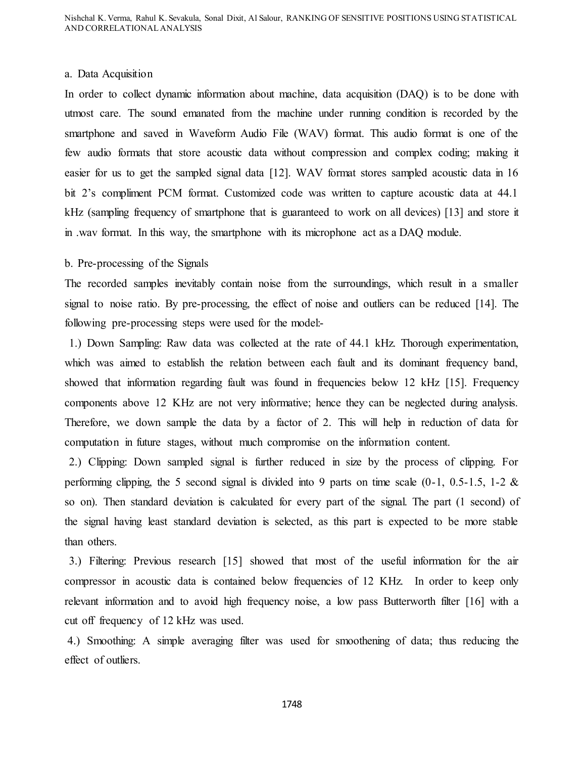a. Data Acquisition

In order to collect dynamic information about machine, data acquisition (DAQ) is to be done with utmost care. The sound emanated from the machine under running condition is recorded by the smartphone and saved in Waveform Audio File (WAV) format. This audio format is one of the few audio formats that store acoustic data without compression and complex coding; making it easier for us to get the sampled signal data [12]. WAV format stores sampled acoustic data in 16 bit 2's compliment PCM format. Customized code was written to capture acoustic data at 44.1 kHz (sampling frequency of smartphone that is guaranteed to work on all devices) [13] and store it in .wav format. In this way, the smartphone with its microphone act as a DAQ module.

b. Pre-processing of the Signals

The recorded samples inevitably contain noise from the surroundings, which result in a smaller signal to noise ratio. By pre-processing, the effect of noise and outliers can be reduced [14]. The following pre-processing steps were used for the model:-

1.) Down Sampling: Raw data was collected at the rate of 44.1 kHz. Thorough experimentation, which was aimed to establish the relation between each fault and its dominant frequency band, showed that information regarding fault was found in frequencies below 12 kHz [15]. Frequency components above 12 KHz are not very informative; hence they can be neglected during analysis. Therefore, we down sample the data by a factor of 2. This will help in reduction of data for computation in future stages, without much compromise on the information content.

2.) Clipping: Down sampled signal is further reduced in size by the process of clipping. For performing clipping, the 5 second signal is divided into 9 parts on time scale (0-1, 0.5-1.5, 1-2 & so on). Then standard deviation is calculated for every part of the signal. The part (1 second) of the signal having least standard deviation is selected, as this part is expected to be more stable than others.

3.) Filtering: Previous research [15] showed that most of the useful information for the air compressor in acoustic data is contained below frequencies of 12 KHz. In order to keep only relevant information and to avoid high frequency noise, a low pass Butterworth filter [16] with a cut off frequency of 12 kHz was used.

4.) Smoothing: A simple averaging filter was used for smoothening of data; thus reducing the effect of outliers.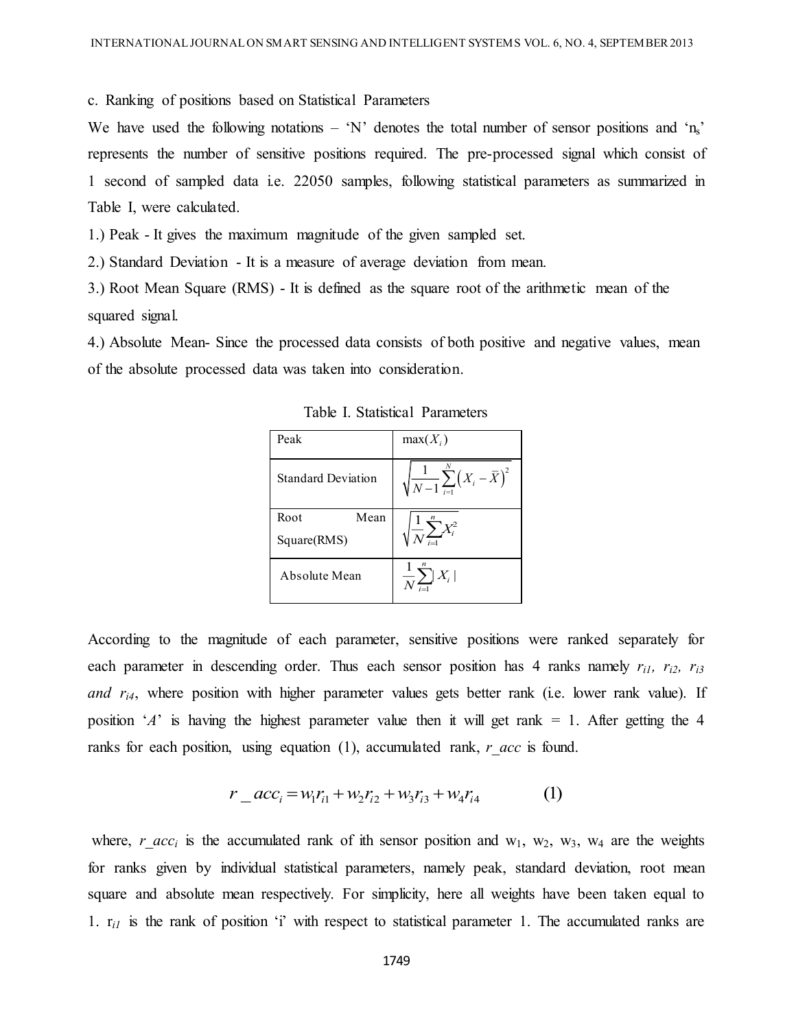c. Ranking of positions based on Statistical Parameters

We have used the following notations – 'N' denotes the total number of sensor positions and '$n_s$' represents the number of sensitive positions required. The pre-processed signal which consist of 1 second of sampled data i.e. 22050 samples, following statistical parameters as summarized in Table I, were calculated.

1.) Peak - It gives the maximum magnitude of the given sampled set.

2.) Standard Deviation - It is a measure of average deviation from mean.

3.) Root Mean Square (RMS) - It is defined as the square root of the arithmetic mean of the squared signal.

4.) Absolute Mean- Since the processed data consists of both positive and negative values, mean of the absolute processed data was taken into consideration.

Table I. Statistical Parameters

| Peak | $\max(X_i)$ |
|---|---|
| Standard Deviation | $\sqrt{\frac{1}{N-1}\sum_{i=1}^{N}\left(X_i - \bar{X}\right)^2}$ |
| Root Mean Square(RMS) | $\sqrt{\frac{1}{N}\sum_{i=1}^{n}X_i^2}$ |
| Absolute Mean | $\frac{1}{N}\sum_{i=1}^{n}\lvert X_i \rvert$ |

According to the magnitude of each parameter, sensitive positions were ranked separately for each parameter in descending order. Thus each sensor position has 4 ranks namely $r_{i1}$, $r_{i2}$, $r_{i3}$ *and* $r_{i4}$, where position with higher parameter values gets better rank (i.e. lower rank value). If position '*A*' is having the highest parameter value then it will get rank = 1. After getting the 4 ranks for each position, using equation (1), accumulated rank, *r_acc* is found.

$$r\_acc_i = w_1 r_{i1} + w_2 r_{i2} + w_3 r_{i3} + w_4 r_{i4} \qquad (1)$$

where, $r\_acc_i$ is the accumulated rank of ith sensor position and $w_1$, $w_2$, $w_3$, $w_4$ are the weights for ranks given by individual statistical parameters, namely peak, standard deviation, root mean square and absolute mean respectively. For simplicity, here all weights have been taken equal to 1. $r_{i1}$ is the rank of position 'i' with respect to statistical parameter 1. The accumulated ranks are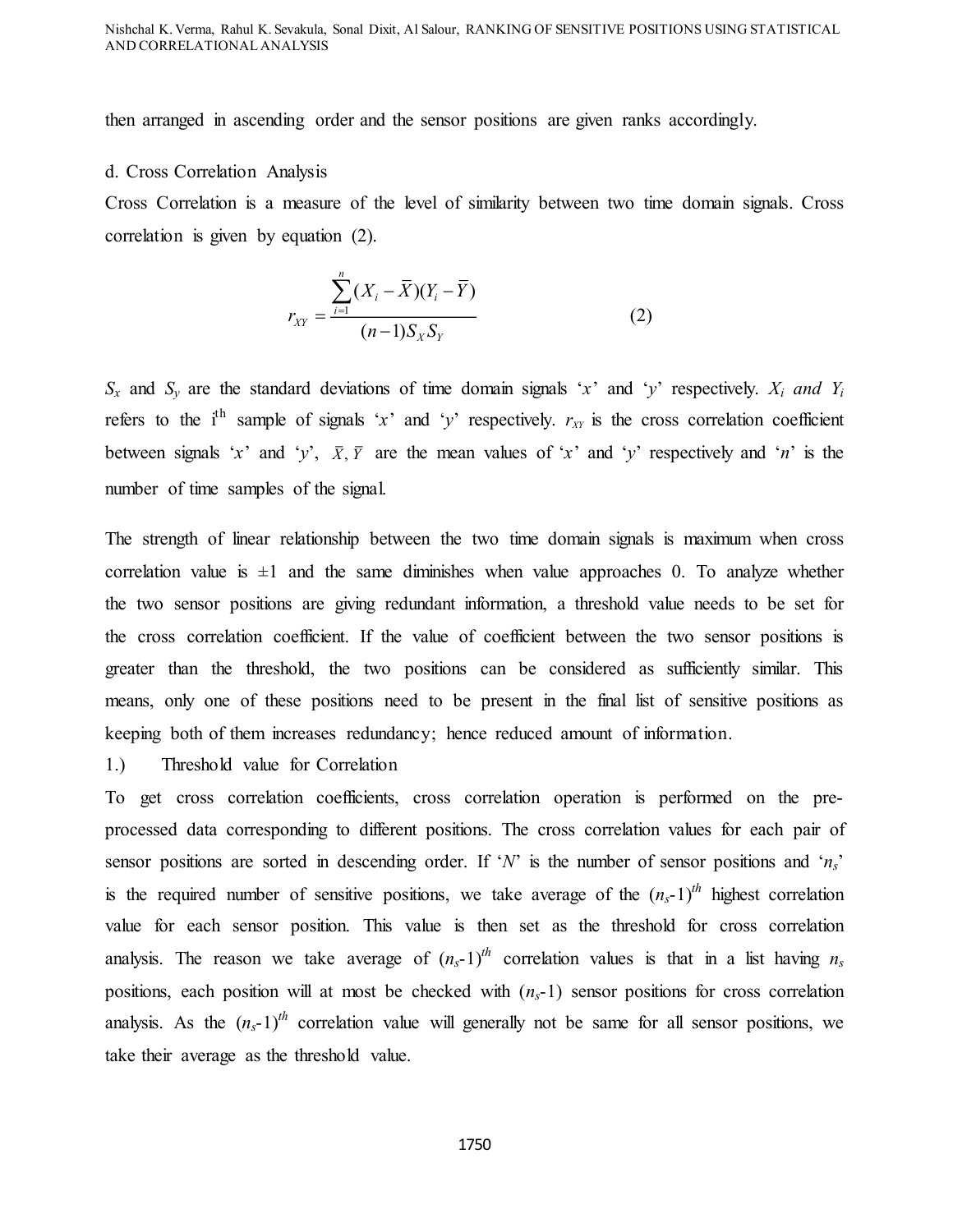then arranged in ascending order and the sensor positions are given ranks accordingly.

d. Cross Correlation Analysis

Cross Correlation is a measure of the level of similarity between two time domain signals. Cross correlation is given by equation (2).

$$r_{XY} = \frac{\sum_{i=1}^{n}(X_i - \bar{X})(Y_i - \bar{Y})}{(n-1)S_X S_Y} \qquad (2)$$

$S_x$ and $S_y$ are the standard deviations of time domain signals '$x$' and '$y$' respectively. $X_i$ *and* $Y_i$ refers to the $i^{th}$ sample of signals '$x$' and '$y$' respectively. $r_{XY}$ is the cross correlation coefficient between signals '$x$' and '$y$', $\bar{X}, \bar{Y}$ are the mean values of '$x$' and '$y$' respectively and '$n$' is the number of time samples of the signal.

The strength of linear relationship between the two time domain signals is maximum when cross correlation value is $\pm 1$ and the same diminishes when value approaches 0. To analyze whether the two sensor positions are giving redundant information, a threshold value needs to be set for the cross correlation coefficient. If the value of coefficient between the two sensor positions is greater than the threshold, the two positions can be considered as sufficiently similar. This means, only one of these positions need to be present in the final list of sensitive positions as keeping both of them increases redundancy; hence reduced amount of information.

1.) Threshold value for Correlation

To get cross correlation coefficients, cross correlation operation is performed on the pre-processed data corresponding to different positions. The cross correlation values for each pair of sensor positions are sorted in descending order. If '$N$' is the number of sensor positions and '$n_s$' is the required number of sensitive positions, we take average of the $(n_s\text{-}1)^{th}$ highest correlation value for each sensor position. This value is then set as the threshold for cross correlation analysis. The reason we take average of $(n_s\text{-}1)^{th}$ correlation values is that in a list having $n_s$ positions, each position will at most be checked with $(n_s\text{-}1)$ sensor positions for cross correlation analysis. As the $(n_s\text{-}1)^{th}$ correlation value will generally not be same for all sensor positions, we take their average as the threshold value.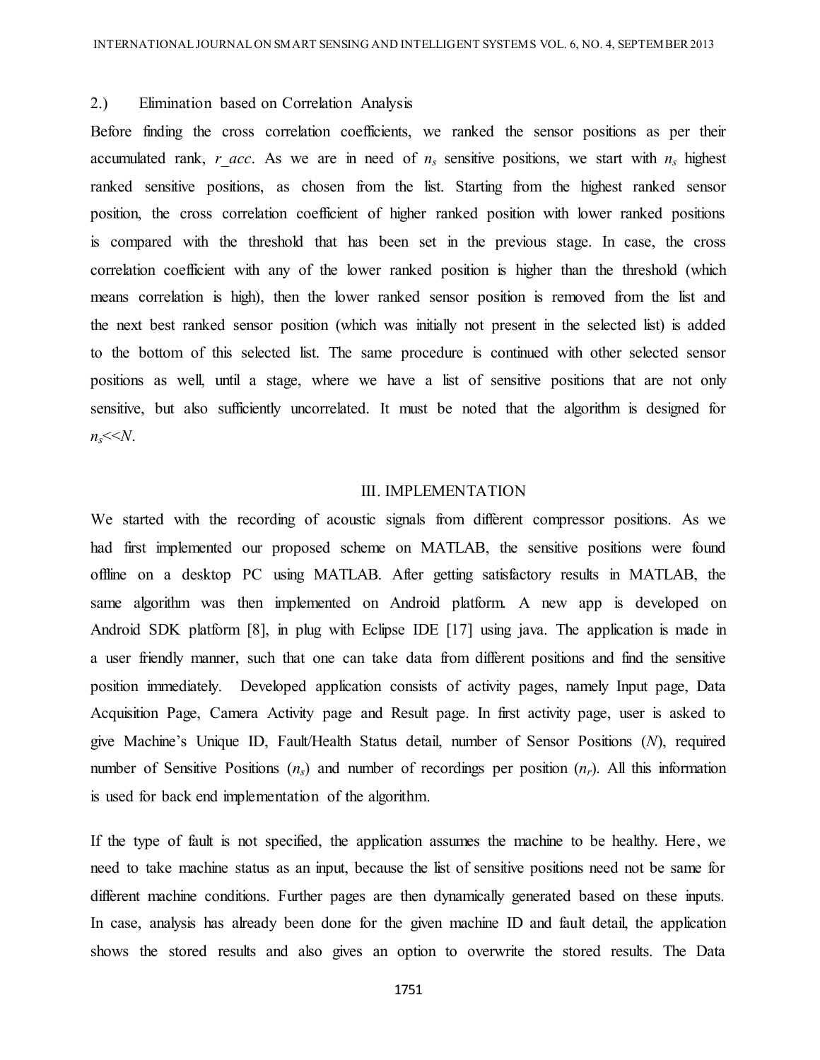2.) Elimination based on Correlation Analysis

Before finding the cross correlation coefficients, we ranked the sensor positions as per their accumulated rank, *r_acc*. As we are in need of $n_s$ sensitive positions, we start with $n_s$ highest ranked sensitive positions, as chosen from the list. Starting from the highest ranked sensor position, the cross correlation coefficient of higher ranked position with lower ranked positions is compared with the threshold that has been set in the previous stage. In case, the cross correlation coefficient with any of the lower ranked position is higher than the threshold (which means correlation is high), then the lower ranked sensor position is removed from the list and the next best ranked sensor position (which was initially not present in the selected list) is added to the bottom of this selected list. The same procedure is continued with other selected sensor positions as well, until a stage, where we have a list of sensitive positions that are not only sensitive, but also sufficiently uncorrelated. It must be noted that the algorithm is designed for $n_s << N$.

## III. IMPLEMENTATION

We started with the recording of acoustic signals from different compressor positions. As we had first implemented our proposed scheme on MATLAB, the sensitive positions were found offline on a desktop PC using MATLAB. After getting satisfactory results in MATLAB, the same algorithm was then implemented on Android platform. A new app is developed on Android SDK platform [8], in plug with Eclipse IDE [17] using java. The application is made in a user friendly manner, such that one can take data from different positions and find the sensitive position immediately. Developed application consists of activity pages, namely Input page, Data Acquisition Page, Camera Activity page and Result page. In first activity page, user is asked to give Machine's Unique ID, Fault/Health Status detail, number of Sensor Positions ($N$), required number of Sensitive Positions ($n_s$) and number of recordings per position ($n_r$). All this information is used for back end implementation of the algorithm.

If the type of fault is not specified, the application assumes the machine to be healthy. Here, we need to take machine status as an input, because the list of sensitive positions need not be same for different machine conditions. Further pages are then dynamically generated based on these inputs. In case, analysis has already been done for the given machine ID and fault detail, the application shows the stored results and also gives an option to overwrite the stored results. The Data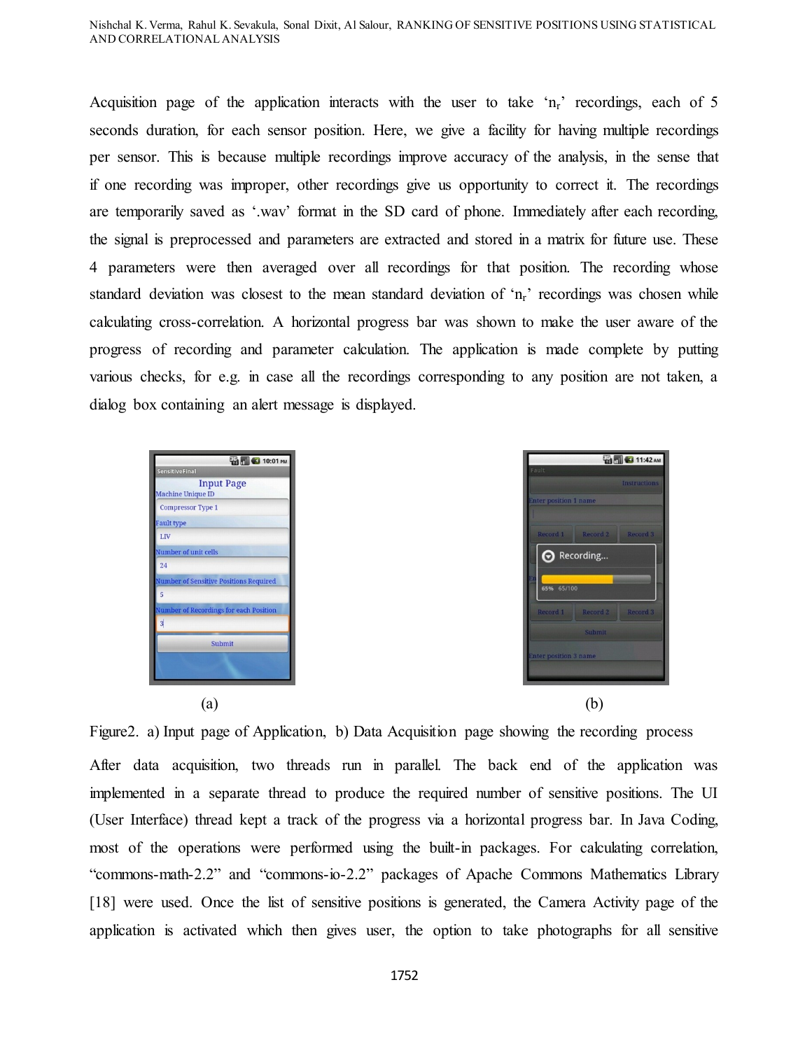Acquisition page of the application interacts with the user to take '$n_r$' recordings, each of 5 seconds duration, for each sensor position. Here, we give a facility for having multiple recordings per sensor. This is because multiple recordings improve accuracy of the analysis, in the sense that if one recording was improper, other recordings give us opportunity to correct it. The recordings are temporarily saved as '.wav' format in the SD card of phone. Immediately after each recording, the signal is preprocessed and parameters are extracted and stored in a matrix for future use. These 4 parameters were then averaged over all recordings for that position. The recording whose standard deviation was closest to the mean standard deviation of '$n_r$' recordings was chosen while calculating cross-correlation. A horizontal progress bar was shown to make the user aware of the progress of recording and parameter calculation. The application is made complete by putting various checks, for e.g. in case all the recordings corresponding to any position are not taken, a dialog box containing an alert message is displayed.

(a) (b)

Figure2. a) Input page of Application, b) Data Acquisition page showing the recording process

After data acquisition, two threads run in parallel. The back end of the application was implemented in a separate thread to produce the required number of sensitive positions. The UI (User Interface) thread kept a track of the progress via a horizontal progress bar. In Java Coding, most of the operations were performed using the built-in packages. For calculating correlation, "commons-math-2.2" and "commons-io-2.2" packages of Apache Commons Mathematics Library [18] were used. Once the list of sensitive positions is generated, the Camera Activity page of the application is activated which then gives user, the option to take photographs for all sensitive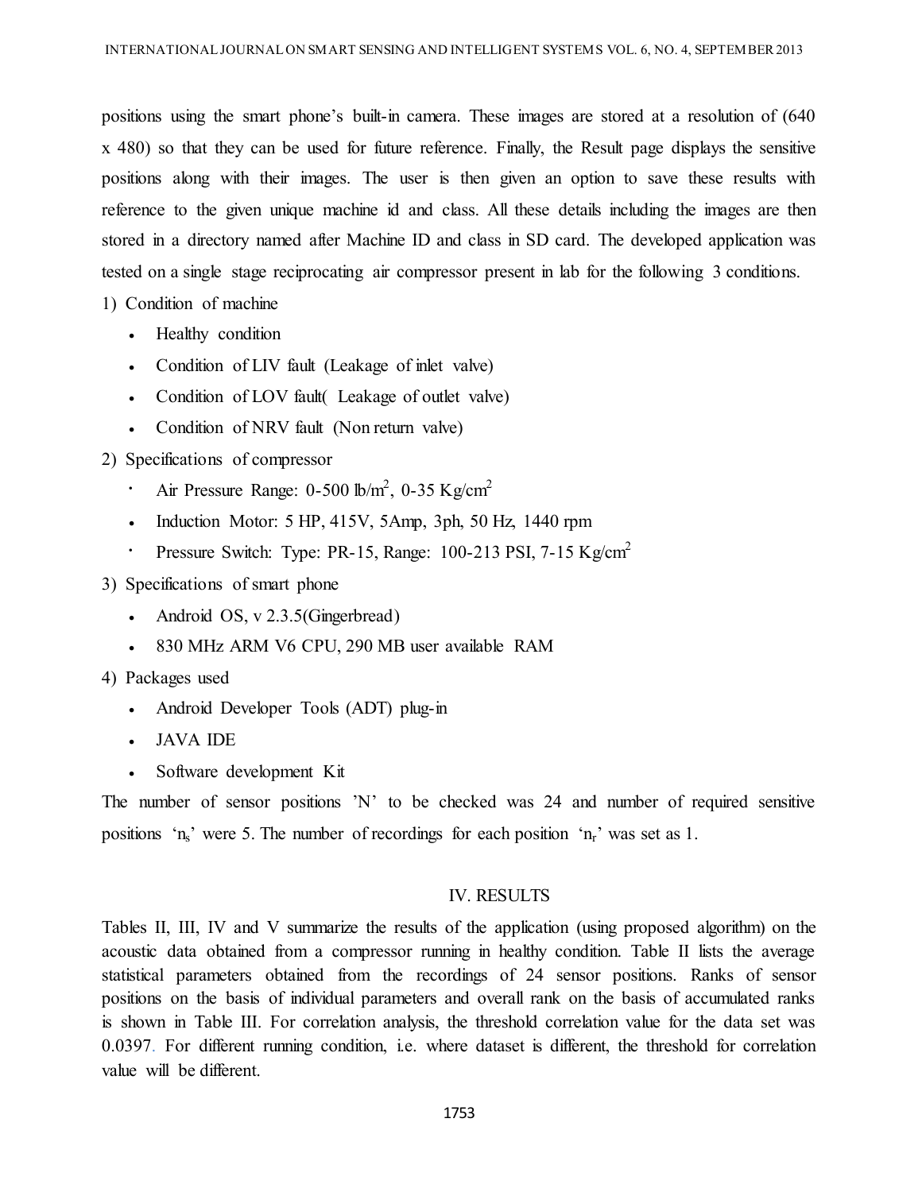positions using the smart phone's built-in camera. These images are stored at a resolution of (640 x 480) so that they can be used for future reference. Finally, the Result page displays the sensitive positions along with their images. The user is then given an option to save these results with reference to the given unique machine id and class. All these details including the images are then stored in a directory named after Machine ID and class in SD card. The developed application was tested on a single stage reciprocating air compressor present in lab for the following 3 conditions.

1) Condition of machine
   - Healthy condition
   - Condition of LIV fault (Leakage of inlet valve)
   - Condition of LOV fault( Leakage of outlet valve)
   - Condition of NRV fault (Non return valve)
2) Specifications of compressor
   - Air Pressure Range: 0-500 lb/m$^2$, 0-35 Kg/cm$^2$
   - Induction Motor: 5 HP, 415V, 5Amp, 3ph, 50 Hz, 1440 rpm
   - Pressure Switch: Type: PR-15, Range: 100-213 PSI, 7-15 Kg/cm$^2$
3) Specifications of smart phone
   - Android OS, v 2.3.5(Gingerbread)
   - 830 MHz ARM V6 CPU, 290 MB user available RAM
4) Packages used
   - Android Developer Tools (ADT) plug-in
   - JAVA IDE
   - Software development Kit

The number of sensor positions 'N' to be checked was 24 and number of required sensitive positions '$n_s$' were 5. The number of recordings for each position '$n_r$' was set as 1.

## IV. RESULTS

Tables II, III, IV and V summarize the results of the application (using proposed algorithm) on the acoustic data obtained from a compressor running in healthy condition. Table II lists the average statistical parameters obtained from the recordings of 24 sensor positions. Ranks of sensor positions on the basis of individual parameters and overall rank on the basis of accumulated ranks is shown in Table III. For correlation analysis, the threshold correlation value for the data set was 0.0397. For different running condition, i.e. where dataset is different, the threshold for correlation value will be different.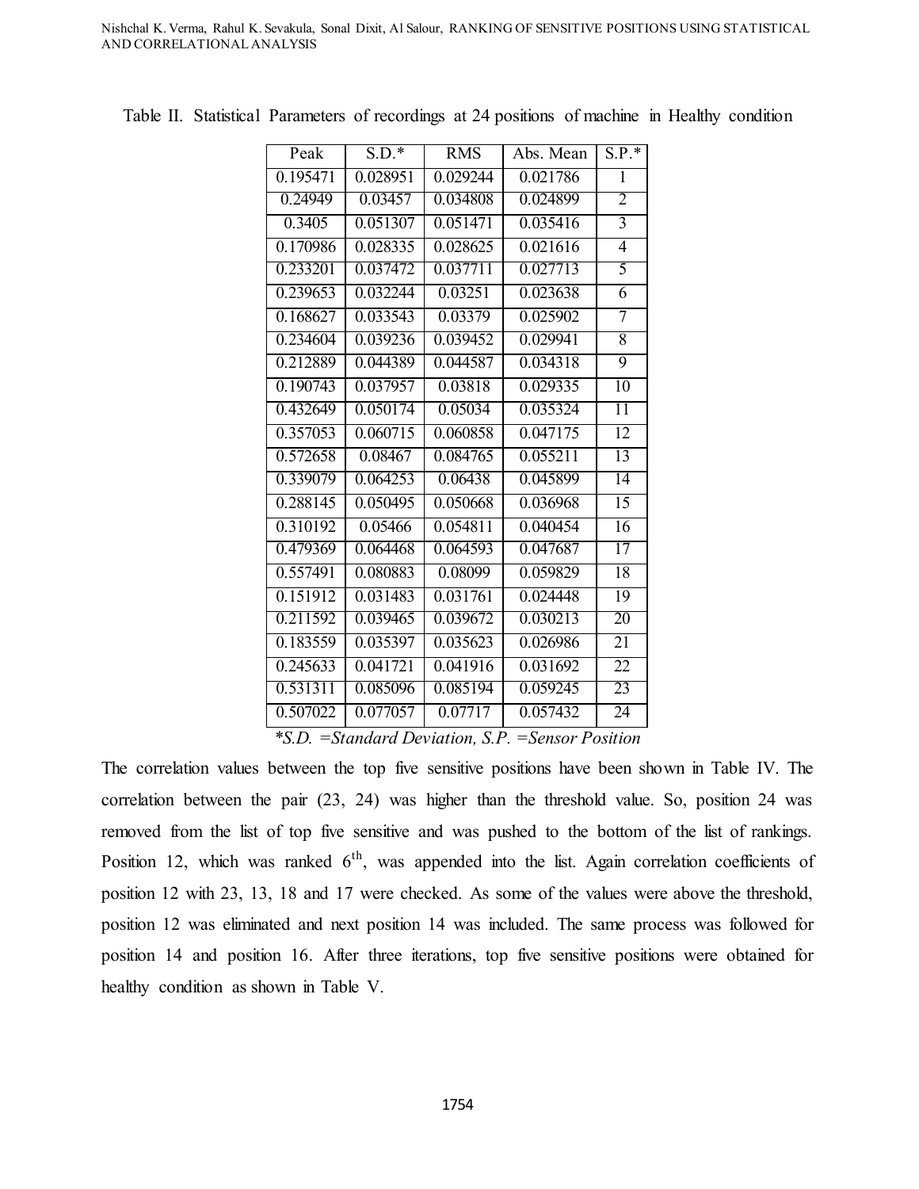Table II. Statistical Parameters of recordings at 24 positions of machine in Healthy condition

| Peak | S.D.* | RMS | Abs. Mean | S.P.* |
|---|---|---|---|---|
| 0.195471 | 0.028951 | 0.029244 | 0.021786 | 1 |
| 0.24949 | 0.03457 | 0.034808 | 0.024899 | 2 |
| 0.3405 | 0.051307 | 0.051471 | 0.035416 | 3 |
| 0.170986 | 0.028335 | 0.028625 | 0.021616 | 4 |
| 0.233201 | 0.037472 | 0.037711 | 0.027713 | 5 |
| 0.239653 | 0.032244 | 0.03251 | 0.023638 | 6 |
| 0.168627 | 0.033543 | 0.03379 | 0.025902 | 7 |
| 0.234604 | 0.039236 | 0.039452 | 0.029941 | 8 |
| 0.212889 | 0.044389 | 0.044587 | 0.034318 | 9 |
| 0.190743 | 0.037957 | 0.03818 | 0.029335 | 10 |
| 0.432649 | 0.050174 | 0.05034 | 0.035324 | 11 |
| 0.357053 | 0.060715 | 0.060858 | 0.047175 | 12 |
| 0.572658 | 0.08467 | 0.084765 | 0.055211 | 13 |
| 0.339079 | 0.064253 | 0.06438 | 0.045899 | 14 |
| 0.288145 | 0.050495 | 0.050668 | 0.036968 | 15 |
| 0.310192 | 0.05466 | 0.054811 | 0.040454 | 16 |
| 0.479369 | 0.064468 | 0.064593 | 0.047687 | 17 |
| 0.557491 | 0.080883 | 0.08099 | 0.059829 | 18 |
| 0.151912 | 0.031483 | 0.031761 | 0.024448 | 19 |
| 0.211592 | 0.039465 | 0.039672 | 0.030213 | 20 |
| 0.183559 | 0.035397 | 0.035623 | 0.026986 | 21 |
| 0.245633 | 0.041721 | 0.041916 | 0.031692 | 22 |
| 0.531311 | 0.085096 | 0.085194 | 0.059245 | 23 |
| 0.507022 | 0.077057 | 0.07717 | 0.057432 | 24 |

*\*S.D. =Standard Deviation, S.P. =Sensor Position*

The correlation values between the top five sensitive positions have been shown in Table IV. The correlation between the pair (23, 24) was higher than the threshold value. So, position 24 was removed from the list of top five sensitive and was pushed to the bottom of the list of rankings. Position 12, which was ranked 6th, was appended into the list. Again correlation coefficients of position 12 with 23, 13, 18 and 17 were checked. As some of the values were above the threshold, position 12 was eliminated and next position 14 was included. The same process was followed for position 14 and position 16. After three iterations, top five sensitive positions were obtained for healthy condition as shown in Table V.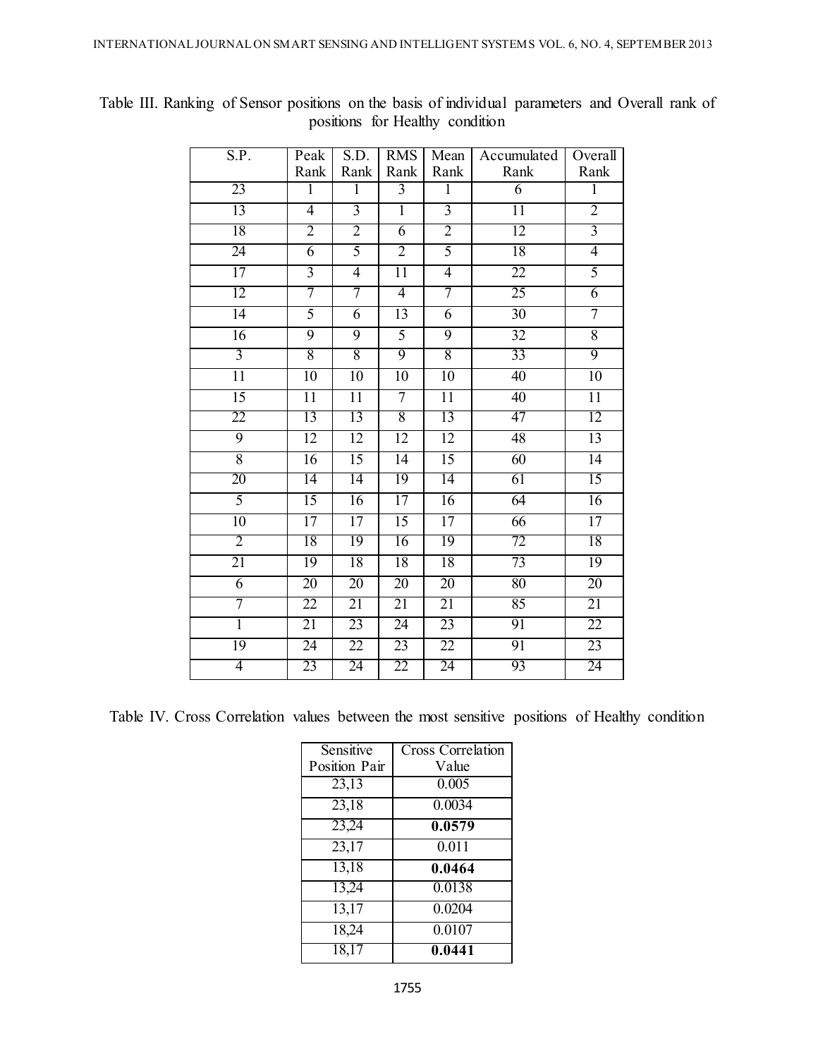Table III. Ranking of Sensor positions on the basis of individual parameters and Overall rank of positions for Healthy condition

| S.P. | Peak Rank | S.D. Rank | RMS Rank | Mean Rank | Accumulated Rank | Overall Rank |
|---|---|---|---|---|---|---|
| 23 | 1 | 1 | 3 | 1 | 6 | 1 |
| 13 | 4 | 3 | 1 | 3 | 11 | 2 |
| 18 | 2 | 2 | 6 | 2 | 12 | 3 |
| 24 | 6 | 5 | 2 | 5 | 18 | 4 |
| 17 | 3 | 4 | 11 | 4 | 22 | 5 |
| 12 | 7 | 7 | 4 | 7 | 25 | 6 |
| 14 | 5 | 6 | 13 | 6 | 30 | 7 |
| 16 | 9 | 9 | 5 | 9 | 32 | 8 |
| 3 | 8 | 8 | 9 | 8 | 33 | 9 |
| 11 | 10 | 10 | 10 | 10 | 40 | 10 |
| 15 | 11 | 11 | 7 | 11 | 40 | 11 |
| 22 | 13 | 13 | 8 | 13 | 47 | 12 |
| 9 | 12 | 12 | 12 | 12 | 48 | 13 |
| 8 | 16 | 15 | 14 | 15 | 60 | 14 |
| 20 | 14 | 14 | 19 | 14 | 61 | 15 |
| 5 | 15 | 16 | 17 | 16 | 64 | 16 |
| 10 | 17 | 17 | 15 | 17 | 66 | 17 |
| 2 | 18 | 19 | 16 | 19 | 72 | 18 |
| 21 | 19 | 18 | 18 | 18 | 73 | 19 |
| 6 | 20 | 20 | 20 | 20 | 80 | 20 |
| 7 | 22 | 21 | 21 | 21 | 85 | 21 |
| 1 | 21 | 23 | 24 | 23 | 91 | 22 |
| 19 | 24 | 22 | 23 | 22 | 91 | 23 |
| 4 | 23 | 24 | 22 | 24 | 93 | 24 |

Table IV. Cross Correlation values between the most sensitive positions of Healthy condition

| Sensitive Position Pair | Cross Correlation Value |
|---|---|
| 23,13 | 0.005 |
| 23,18 | 0.0034 |
| 23,24 | **0.0579** |
| 23,17 | 0.011 |
| 13,18 | **0.0464** |
| 13,24 | 0.0138 |
| 13,17 | 0.0204 |
| 18,24 | 0.0107 |
| 18,17 | **0.0441** |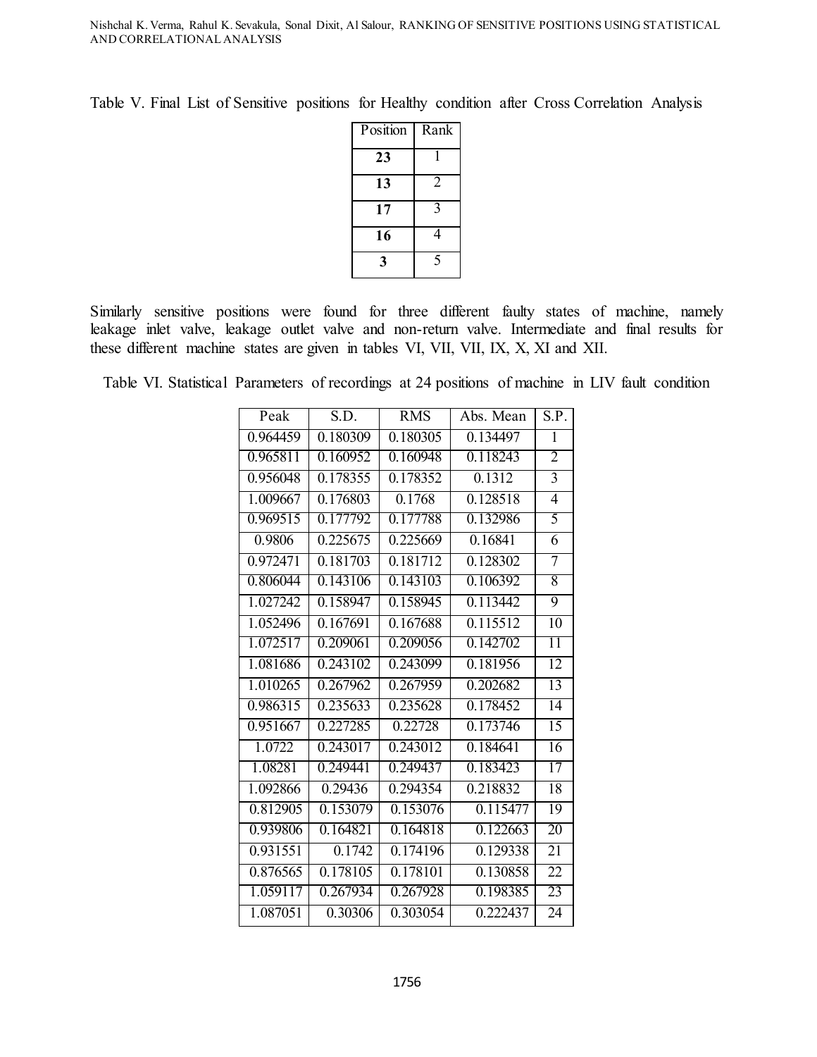Table V. Final List of Sensitive positions for Healthy condition after Cross Correlation Analysis

| Position | Rank |
|---|---|
| **23** | 1 |
| **13** | 2 |
| **17** | 3 |
| **16** | 4 |
| **3** | 5 |

Similarly sensitive positions were found for three different faulty states of machine, namely leakage inlet valve, leakage outlet valve and non-return valve. Intermediate and final results for these different machine states are given in tables VI, VII, VII, IX, X, XI and XII.

Table VI. Statistical Parameters of recordings at 24 positions of machine in LIV fault condition

| Peak | S.D. | RMS | Abs. Mean | S.P. |
|---|---|---|---|---|
| 0.964459 | 0.180309 | 0.180305 | 0.134497 | 1 |
| 0.965811 | 0.160952 | 0.160948 | 0.118243 | 2 |
| 0.956048 | 0.178355 | 0.178352 | 0.1312 | 3 |
| 1.009667 | 0.176803 | 0.1768 | 0.128518 | 4 |
| 0.969515 | 0.177792 | 0.177788 | 0.132986 | 5 |
| 0.9806 | 0.225675 | 0.225669 | 0.16841 | 6 |
| 0.972471 | 0.181703 | 0.181712 | 0.128302 | 7 |
| 0.806044 | 0.143106 | 0.143103 | 0.106392 | 8 |
| 1.027242 | 0.158947 | 0.158945 | 0.113442 | 9 |
| 1.052496 | 0.167691 | 0.167688 | 0.115512 | 10 |
| 1.072517 | 0.209061 | 0.209056 | 0.142702 | 11 |
| 1.081686 | 0.243102 | 0.243099 | 0.181956 | 12 |
| 1.010265 | 0.267962 | 0.267959 | 0.202682 | 13 |
| 0.986315 | 0.235633 | 0.235628 | 0.178452 | 14 |
| 0.951667 | 0.227285 | 0.22728 | 0.173746 | 15 |
| 1.0722 | 0.243017 | 0.243012 | 0.184641 | 16 |
| 1.08281 | 0.249441 | 0.249437 | 0.183423 | 17 |
| 1.092866 | 0.29436 | 0.294354 | 0.218832 | 18 |
| 0.812905 | 0.153079 | 0.153076 | 0.115477 | 19 |
| 0.939806 | 0.164821 | 0.164818 | 0.122663 | 20 |
| 0.931551 | 0.1742 | 0.174196 | 0.129338 | 21 |
| 0.876565 | 0.178105 | 0.178101 | 0.130858 | 22 |
| 1.059117 | 0.267934 | 0.267928 | 0.198385 | 23 |
| 1.087051 | 0.30306 | 0.303054 | 0.222437 | 24 |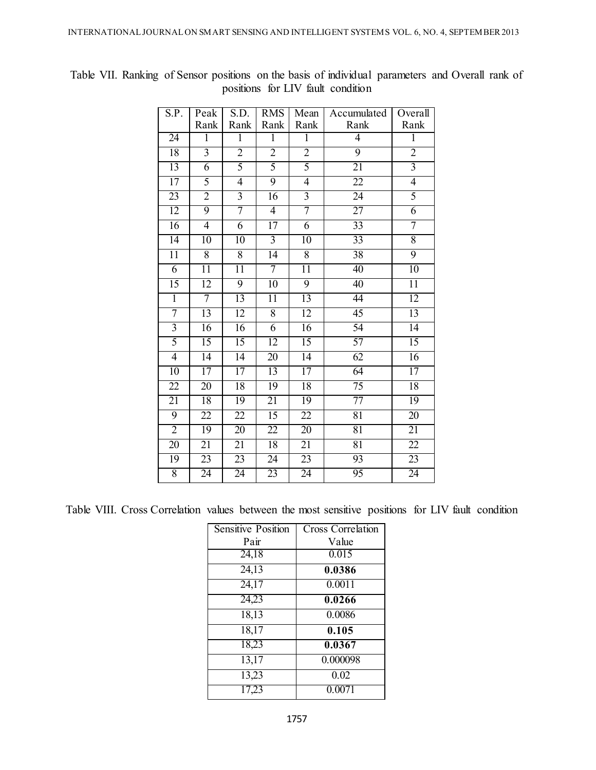Table VII. Ranking of Sensor positions on the basis of individual parameters and Overall rank of positions for LIV fault condition

| S.P. | Peak Rank | S.D. Rank | RMS Rank | Mean Rank | Accumulated Rank | Overall Rank |
|---|---|---|---|---|---|---|
| 24 | 1 | 1 | 1 | 1 | 4 | 1 |
| 18 | 3 | 2 | 2 | 2 | 9 | 2 |
| 13 | 6 | 5 | 5 | 5 | 21 | 3 |
| 17 | 5 | 4 | 9 | 4 | 22 | 4 |
| 23 | 2 | 3 | 16 | 3 | 24 | 5 |
| 12 | 9 | 7 | 4 | 7 | 27 | 6 |
| 16 | 4 | 6 | 17 | 6 | 33 | 7 |
| 14 | 10 | 10 | 3 | 10 | 33 | 8 |
| 11 | 8 | 8 | 14 | 8 | 38 | 9 |
| 6 | 11 | 11 | 7 | 11 | 40 | 10 |
| 15 | 12 | 9 | 10 | 9 | 40 | 11 |
| 1 | 7 | 13 | 11 | 13 | 44 | 12 |
| 7 | 13 | 12 | 8 | 12 | 45 | 13 |
| 3 | 16 | 16 | 6 | 16 | 54 | 14 |
| 5 | 15 | 15 | 12 | 15 | 57 | 15 |
| 4 | 14 | 14 | 20 | 14 | 62 | 16 |
| 10 | 17 | 17 | 13 | 17 | 64 | 17 |
| 22 | 20 | 18 | 19 | 18 | 75 | 18 |
| 21 | 18 | 19 | 21 | 19 | 77 | 19 |
| 9 | 22 | 22 | 15 | 22 | 81 | 20 |
| 2 | 19 | 20 | 22 | 20 | 81 | 21 |
| 20 | 21 | 21 | 18 | 21 | 81 | 22 |
| 19 | 23 | 23 | 24 | 23 | 93 | 23 |
| 8 | 24 | 24 | 23 | 24 | 95 | 24 |

Table VIII. Cross Correlation values between the most sensitive positions for LIV fault condition

| Sensitive Position Pair | Cross Correlation Value |
|---|---|
| 24,18 | 0.015 |
| 24,13 | **0.0386** |
| 24,17 | 0.0011 |
| 24,23 | **0.0266** |
| 18,13 | 0.0086 |
| 18,17 | **0.105** |
| 18,23 | **0.0367** |
| 13,17 | 0.000098 |
| 13,23 | 0.02 |
| 17,23 | 0.0071 |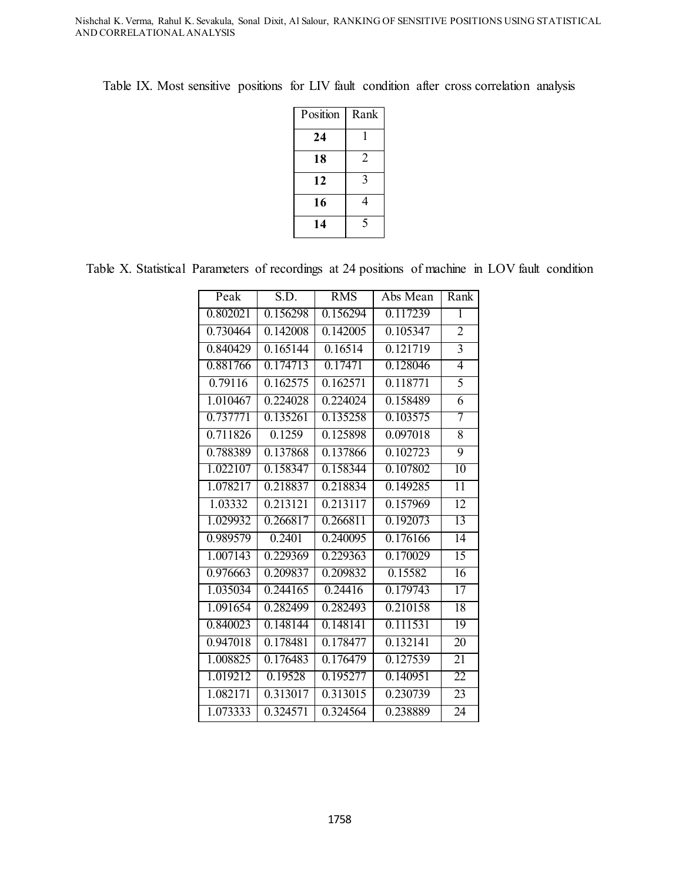Table IX. Most sensitive positions for LIV fault condition after cross correlation analysis

| Position | Rank |
|---|---|
| **24** | 1 |
| **18** | 2 |
| **12** | 3 |
| **16** | 4 |
| **14** | 5 |

Table X. Statistical Parameters of recordings at 24 positions of machine in LOV fault condition

| Peak | S.D. | RMS | Abs Mean | Rank |
|---|---|---|---|---|
| 0.802021 | 0.156298 | 0.156294 | 0.117239 | 1 |
| 0.730464 | 0.142008 | 0.142005 | 0.105347 | 2 |
| 0.840429 | 0.165144 | 0.16514 | 0.121719 | 3 |
| 0.881766 | 0.174713 | 0.17471 | 0.128046 | 4 |
| 0.79116 | 0.162575 | 0.162571 | 0.118771 | 5 |
| 1.010467 | 0.224028 | 0.224024 | 0.158489 | 6 |
| 0.737771 | 0.135261 | 0.135258 | 0.103575 | 7 |
| 0.711826 | 0.1259 | 0.125898 | 0.097018 | 8 |
| 0.788389 | 0.137868 | 0.137866 | 0.102723 | 9 |
| 1.022107 | 0.158347 | 0.158344 | 0.107802 | 10 |
| 1.078217 | 0.218837 | 0.218834 | 0.149285 | 11 |
| 1.03332 | 0.213121 | 0.213117 | 0.157969 | 12 |
| 1.029932 | 0.266817 | 0.266811 | 0.192073 | 13 |
| 0.989579 | 0.2401 | 0.240095 | 0.176166 | 14 |
| 1.007143 | 0.229369 | 0.229363 | 0.170029 | 15 |
| 0.976663 | 0.209837 | 0.209832 | 0.15582 | 16 |
| 1.035034 | 0.244165 | 0.24416 | 0.179743 | 17 |
| 1.091654 | 0.282499 | 0.282493 | 0.210158 | 18 |
| 0.840023 | 0.148144 | 0.148141 | 0.111531 | 19 |
| 0.947018 | 0.178481 | 0.178477 | 0.132141 | 20 |
| 1.008825 | 0.176483 | 0.176479 | 0.127539 | 21 |
| 1.019212 | 0.19528 | 0.195277 | 0.140951 | 22 |
| 1.082171 | 0.313017 | 0.313015 | 0.230739 | 23 |
| 1.073333 | 0.324571 | 0.324564 | 0.238889 | 24 |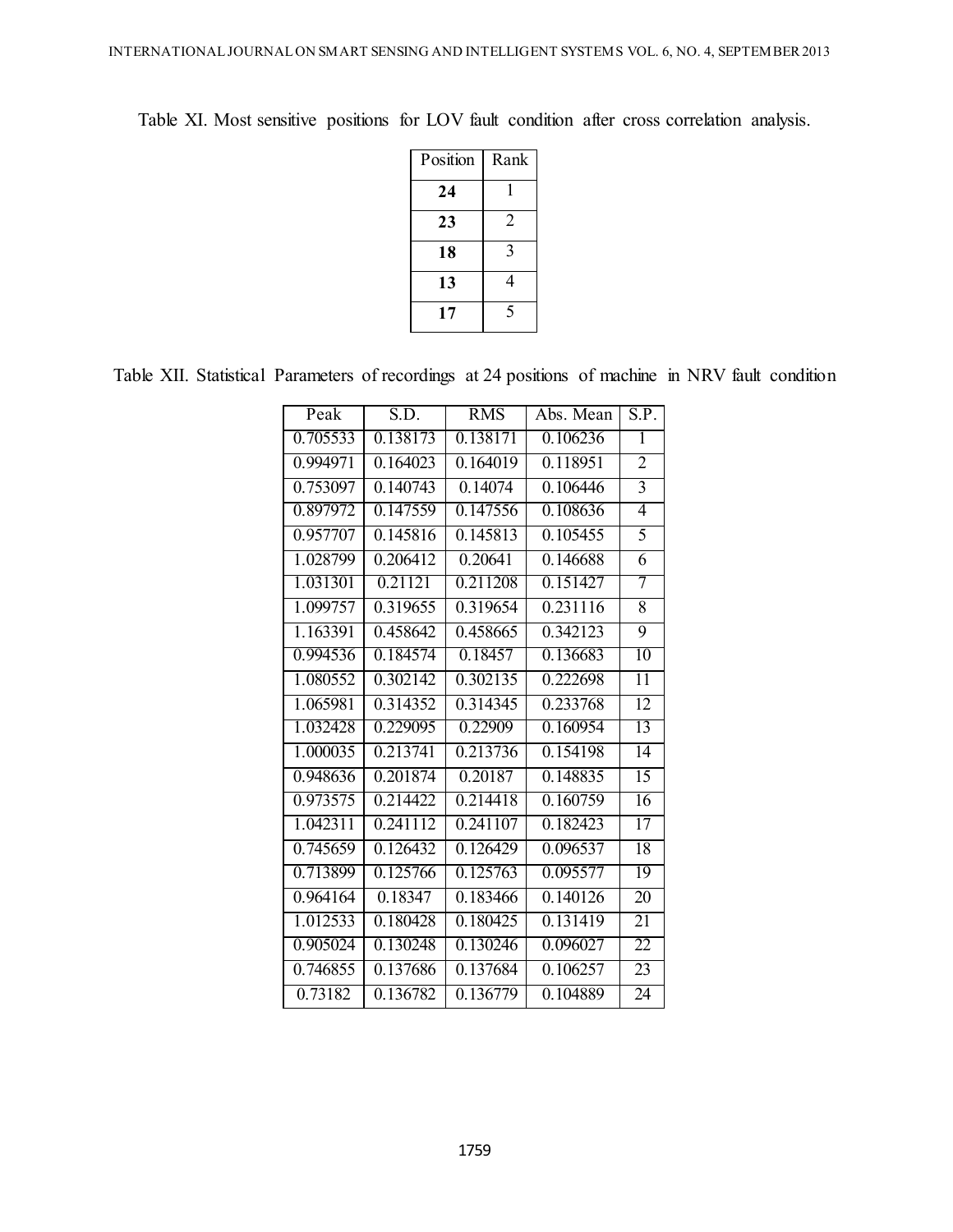Table XI. Most sensitive positions for LOV fault condition after cross correlation analysis.

| Position | Rank |
|---|---|
| **24** | 1 |
| **23** | 2 |
| **18** | 3 |
| **13** | 4 |
| **17** | 5 |

Table XII. Statistical Parameters of recordings at 24 positions of machine in NRV fault condition

| Peak | S.D. | RMS | Abs. Mean | S.P. |
|---|---|---|---|---|
| 0.705533 | 0.138173 | 0.138171 | 0.106236 | 1 |
| 0.994971 | 0.164023 | 0.164019 | 0.118951 | 2 |
| 0.753097 | 0.140743 | 0.14074 | 0.106446 | 3 |
| 0.897972 | 0.147559 | 0.147556 | 0.108636 | 4 |
| 0.957707 | 0.145816 | 0.145813 | 0.105455 | 5 |
| 1.028799 | 0.206412 | 0.20641 | 0.146688 | 6 |
| 1.031301 | 0.21121 | 0.211208 | 0.151427 | 7 |
| 1.099757 | 0.319655 | 0.319654 | 0.231116 | 8 |
| 1.163391 | 0.458642 | 0.458665 | 0.342123 | 9 |
| 0.994536 | 0.184574 | 0.18457 | 0.136683 | 10 |
| 1.080552 | 0.302142 | 0.302135 | 0.222698 | 11 |
| 1.065981 | 0.314352 | 0.314345 | 0.233768 | 12 |
| 1.032428 | 0.229095 | 0.22909 | 0.160954 | 13 |
| 1.000035 | 0.213741 | 0.213736 | 0.154198 | 14 |
| 0.948636 | 0.201874 | 0.20187 | 0.148835 | 15 |
| 0.973575 | 0.214422 | 0.214418 | 0.160759 | 16 |
| 1.042311 | 0.241112 | 0.241107 | 0.182423 | 17 |
| 0.745659 | 0.126432 | 0.126429 | 0.096537 | 18 |
| 0.713899 | 0.125766 | 0.125763 | 0.095577 | 19 |
| 0.964164 | 0.18347 | 0.183466 | 0.140126 | 20 |
| 1.012533 | 0.180428 | 0.180425 | 0.131419 | 21 |
| 0.905024 | 0.130248 | 0.130246 | 0.096027 | 22 |
| 0.746855 | 0.137686 | 0.137684 | 0.106257 | 23 |
| 0.73182 | 0.136782 | 0.136779 | 0.104889 | 24 |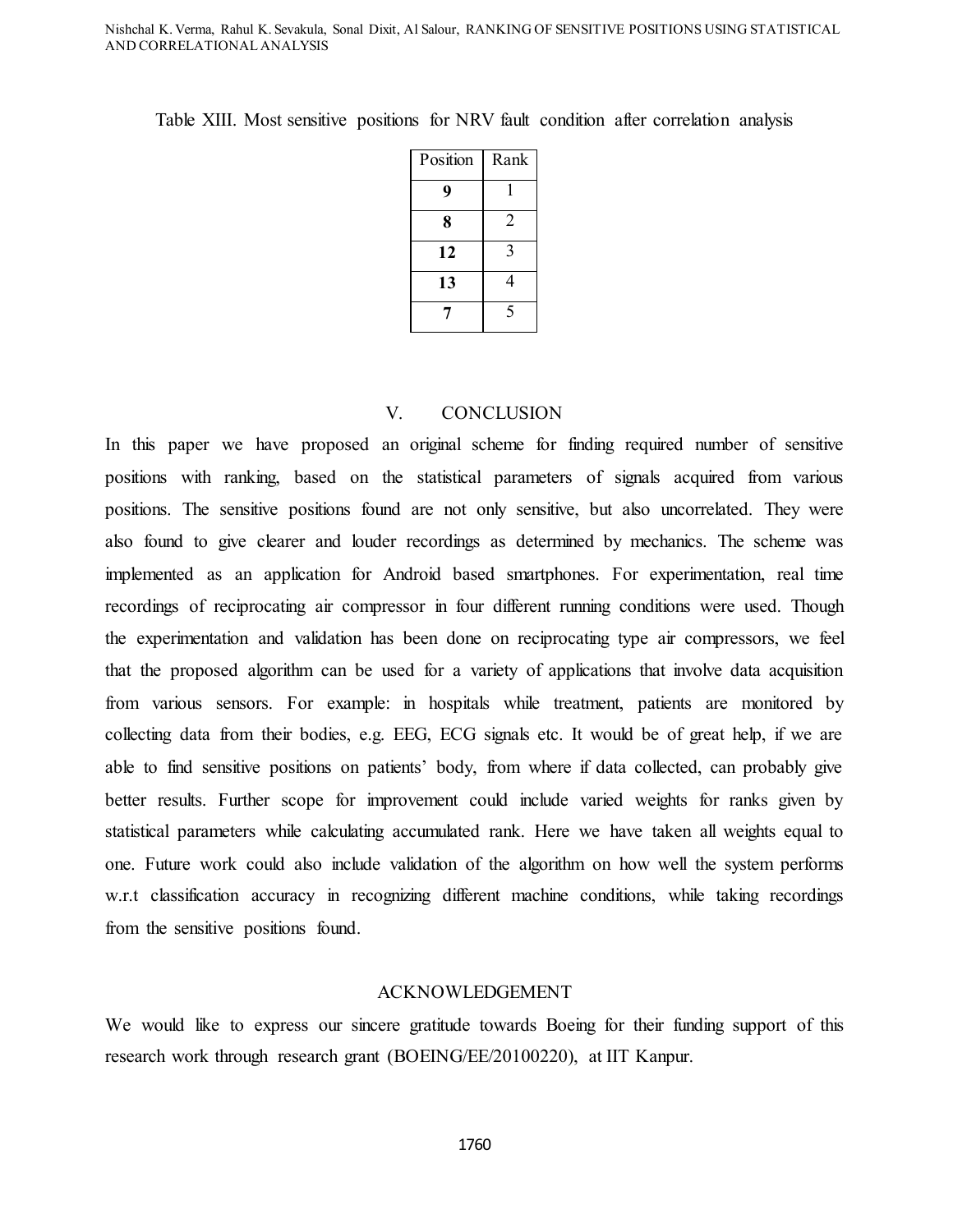Table XIII. Most sensitive positions for NRV fault condition after correlation analysis

| Position | Rank |
|---|---|
| **9** | 1 |
| **8** | 2 |
| **12** | 3 |
| **13** | 4 |
| **7** | 5 |

## V. CONCLUSION

In this paper we have proposed an original scheme for finding required number of sensitive positions with ranking, based on the statistical parameters of signals acquired from various positions. The sensitive positions found are not only sensitive, but also uncorrelated. They were also found to give clearer and louder recordings as determined by mechanics. The scheme was implemented as an application for Android based smartphones. For experimentation, real time recordings of reciprocating air compressor in four different running conditions were used. Though the experimentation and validation has been done on reciprocating type air compressors, we feel that the proposed algorithm can be used for a variety of applications that involve data acquisition from various sensors. For example: in hospitals while treatment, patients are monitored by collecting data from their bodies, e.g. EEG, ECG signals etc. It would be of great help, if we are able to find sensitive positions on patients' body, from where if data collected, can probably give better results. Further scope for improvement could include varied weights for ranks given by statistical parameters while calculating accumulated rank. Here we have taken all weights equal to one. Future work could also include validation of the algorithm on how well the system performs w.r.t classification accuracy in recognizing different machine conditions, while taking recordings from the sensitive positions found.

## ACKNOWLEDGEMENT

We would like to express our sincere gratitude towards Boeing for their funding support of this research work through research grant (BOEING/EE/20100220), at IIT Kanpur.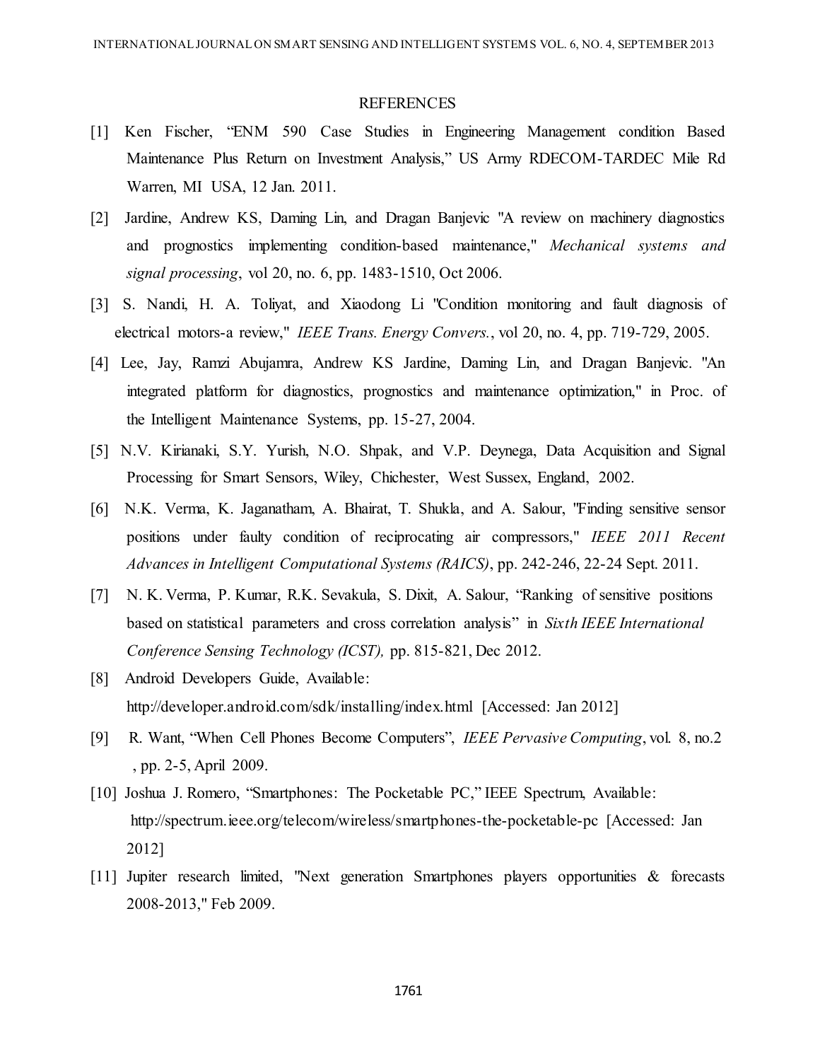## REFERENCES

[1] Ken Fischer, "ENM 590 Case Studies in Engineering Management condition Based Maintenance Plus Return on Investment Analysis," US Army RDECOM-TARDEC Mile Rd Warren, MI USA, 12 Jan. 2011.

[2] Jardine, Andrew KS, Daming Lin, and Dragan Banjevic "A review on machinery diagnostics and prognostics implementing condition-based maintenance," *Mechanical systems and signal processing*, vol 20, no. 6, pp. 1483-1510, Oct 2006.

[3] S. Nandi, H. A. Toliyat, and Xiaodong Li "Condition monitoring and fault diagnosis of electrical motors-a review," *IEEE Trans. Energy Convers.*, vol 20, no. 4, pp. 719-729, 2005.

[4] Lee, Jay, Ramzi Abujamra, Andrew KS Jardine, Daming Lin, and Dragan Banjevic. "An integrated platform for diagnostics, prognostics and maintenance optimization," in Proc. of the Intelligent Maintenance Systems, pp. 15-27, 2004.

[5] N.V. Kirianaki, S.Y. Yurish, N.O. Shpak, and V.P. Deynega, Data Acquisition and Signal Processing for Smart Sensors, Wiley, Chichester, West Sussex, England, 2002.

[6] N.K. Verma, K. Jaganatham, A. Bhairat, T. Shukla, and A. Salour, "Finding sensitive sensor positions under faulty condition of reciprocating air compressors," *IEEE 2011 Recent Advances in Intelligent Computational Systems (RAICS)*, pp. 242-246, 22-24 Sept. 2011.

[7] N. K. Verma, P. Kumar, R.K. Sevakula, S. Dixit, A. Salour, "Ranking of sensitive positions based on statistical parameters and cross correlation analysis" in *Sixth IEEE International Conference Sensing Technology (ICST),* pp. 815-821, Dec 2012.

[8] Android Developers Guide, Available: http://developer.android.com/sdk/installing/index.html [Accessed: Jan 2012]

[9] R. Want, "When Cell Phones Become Computers", *IEEE Pervasive Computing*, vol. 8, no.2 , pp. 2-5, April 2009.

[10] Joshua J. Romero, "Smartphones: The Pocketable PC," IEEE Spectrum, Available: http://spectrum.ieee.org/telecom/wireless/smartphones-the-pocketable-pc [Accessed: Jan 2012]

[11] Jupiter research limited, "Next generation Smartphones players opportunities & forecasts 2008-2013," Feb 2009.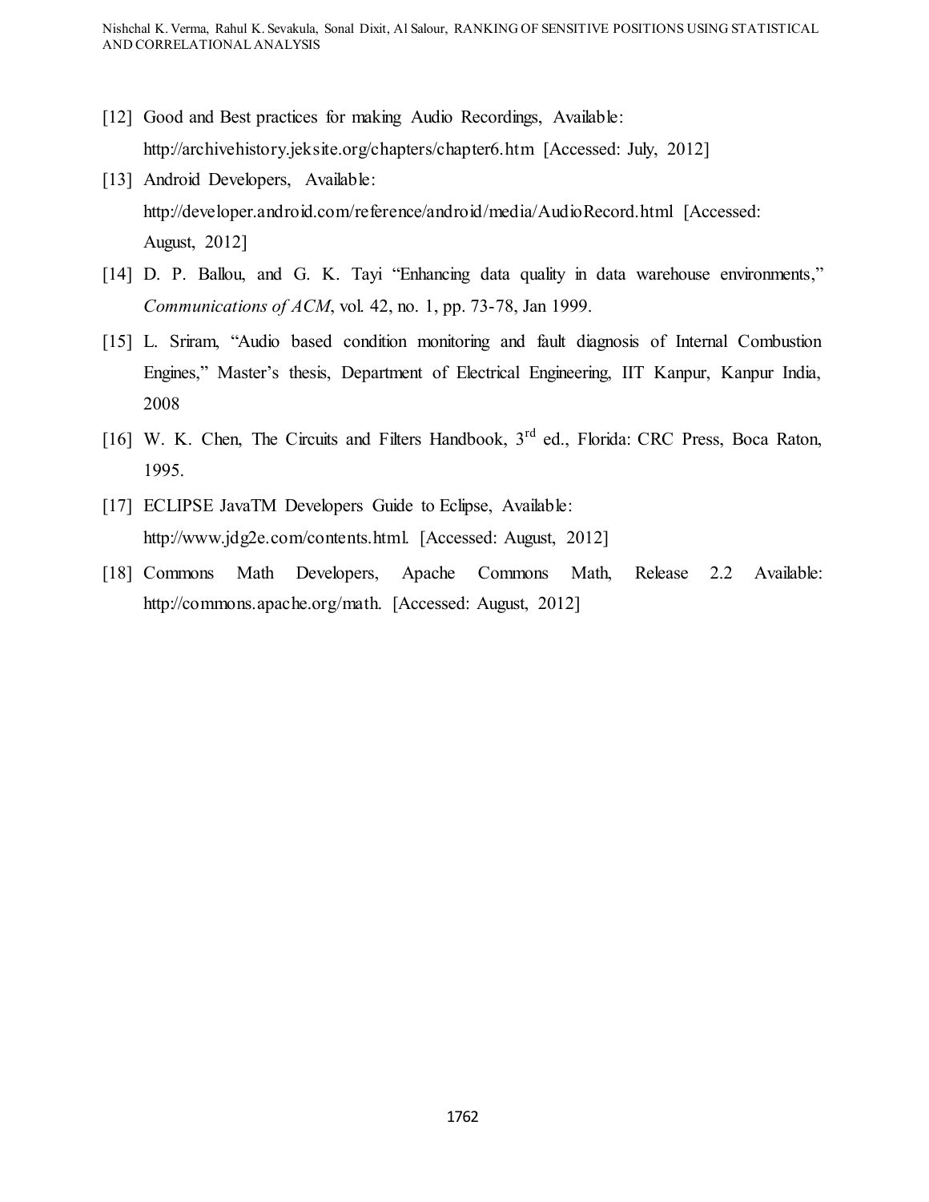[12] Good and Best practices for making Audio Recordings, Available: http://archivehistory.jeksite.org/chapters/chapter6.htm [Accessed: July, 2012]

[13] Android Developers, Available: http://developer.android.com/reference/android/media/AudioRecord.html [Accessed: August, 2012]

[14] D. P. Ballou, and G. K. Tayi "Enhancing data quality in data warehouse environments," *Communications of ACM*, vol. 42, no. 1, pp. 73-78, Jan 1999.

[15] L. Sriram, "Audio based condition monitoring and fault diagnosis of Internal Combustion Engines," Master's thesis, Department of Electrical Engineering, IIT Kanpur, Kanpur India, 2008

[16] W. K. Chen, The Circuits and Filters Handbook, 3rd ed., Florida: CRC Press, Boca Raton, 1995.

[17] ECLIPSE JavaTM Developers Guide to Eclipse, Available: http://www.jdg2e.com/contents.html. [Accessed: August, 2012]

[18] Commons Math Developers, Apache Commons Math, Release 2.2 Available: http://commons.apache.org/math. [Accessed: August, 2012]